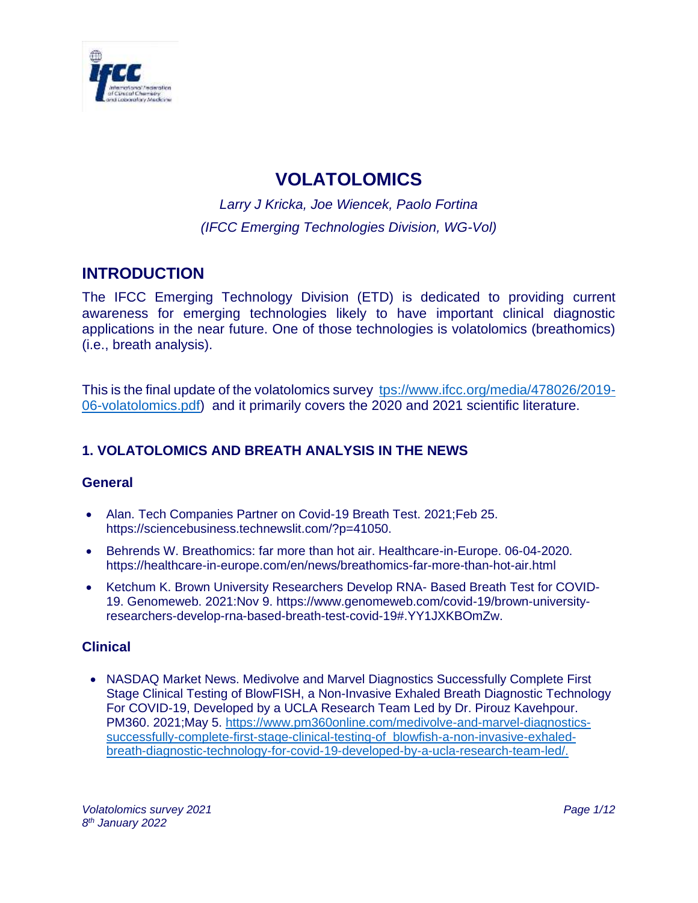# VOLATOLOMICS

*Larry J Kricka, Joe Wiencek, Paolo Fortina*

*(IFCC Emerging Technologies Division, WG-Vol)*

## INTRODUCTION

The IFCC Emerging Technology Division (ETD) is dedicated to providing current awareness for emerging technologies likely to have important clinical diagnostic applications in the near future. One of those technologies is volatolomics (breathomics) (i.e., breath analysis).

This is the final update of the volatolomics survey [tps://www.ifcc.org/media/478026/2019-06-volatolomics.pdf](tps://www.ifcc.org/media/478026/2019-06-volatolomics.pdf)) and it primarily covers the 2020 and 2021 scientific literature.

### 1. VOLATOLOMICS AND BREATH ANALYSIS IN THE NEWS

#### General

- Alan. Tech Companies Partner on Covid-19 Breath Test. 2021;Feb 25. https://sciencebusiness.technewslit.com/?p=41050.
- Behrends W. Breathomics: far more than hot air. Healthcare-in-Europe. 06-04-2020. https://healthcare-in-europe.com/en/news/breathomics-far-more-than-hot-air.html
- Ketchum K. Brown University Researchers Develop RNA- Based Breath Test for COVID-19. Genomeweb. 2021:Nov 9. https://www.genomeweb.com/covid-19/brown-university-researchers-develop-rna-based-breath-test-covid-19#.YY1JXKBOmZw.

#### Clinical

- NASDAQ Market News. Medivolve and Marvel Diagnostics Successfully Complete First Stage Clinical Testing of BlowFISH, a Non-Invasive Exhaled Breath Diagnostic Technology For COVID-19, Developed by a UCLA Research Team Led by Dr. Pirouz Kavehpour. PM360. 2021;May 5. [https://www.pm360online.com/medivolve-and-marvel-diagnostics-successfully-complete-first-stage-clinical-testing-of_blowfish-a-non-invasive-exhaled-breath-diagnostic-technology-for-covid-19-developed-by-a-ucla-research-team-led/.](https://www.pm360online.com/medivolve-and-marvel-diagnostics-successfully-complete-first-stage-clinical-testing-of_blowfish-a-non-invasive-exhaled-breath-diagnostic-technology-for-covid-19-developed-by-a-ucla-research-team-led/.)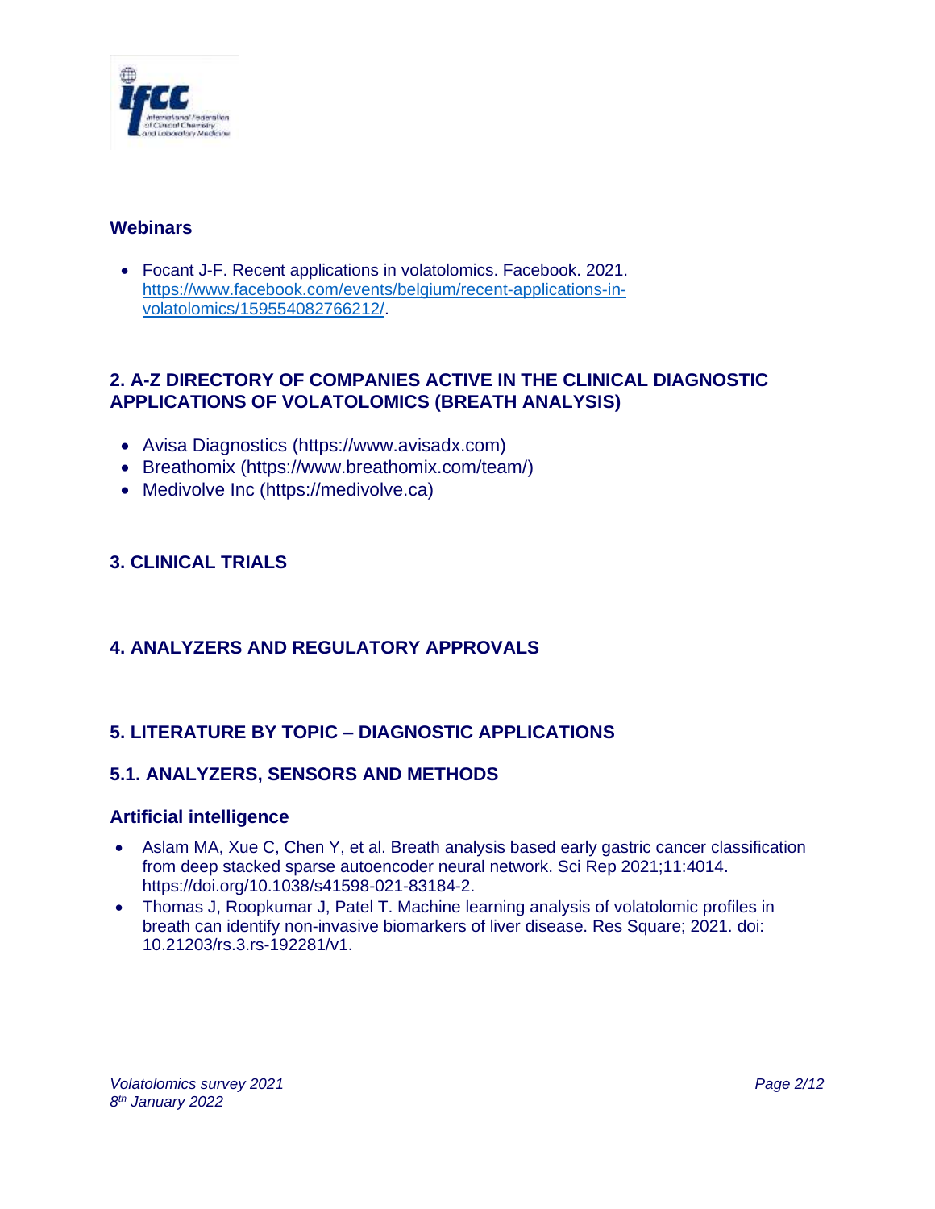### Webinars

- Focant J-F. Recent applications in volatolomics. Facebook. 2021. [https://www.facebook.com/events/belgium/recent-applications-in-volatolomics/159554082766212/](https://www.facebook.com/events/belgium/recent-applications-in-volatolomics/159554082766212/).

## 2. A-Z DIRECTORY OF COMPANIES ACTIVE IN THE CLINICAL DIAGNOSTIC APPLICATIONS OF VOLATOLOMICS (BREATH ANALYSIS)

- Avisa Diagnostics (https://www.avisadx.com)
- Breathomix (https://www.breathomix.com/team/)
- Medivolve Inc (https://medivolve.ca)

## 3. CLINICAL TRIALS

## 4. ANALYZERS AND REGULATORY APPROVALS

## 5. LITERATURE BY TOPIC – DIAGNOSTIC APPLICATIONS

## 5.1. ANALYZERS, SENSORS AND METHODS

### Artificial intelligence

- Aslam MA, Xue C, Chen Y, et al. Breath analysis based early gastric cancer classification from deep stacked sparse autoencoder neural network. Sci Rep 2021;11:4014. https://doi.org/10.1038/s41598-021-83184-2.
- Thomas J, Roopkumar J, Patel T. Machine learning analysis of volatolomic profiles in breath can identify non-invasive biomarkers of liver disease. Res Square; 2021. doi: 10.21203/rs.3.rs-192281/v1.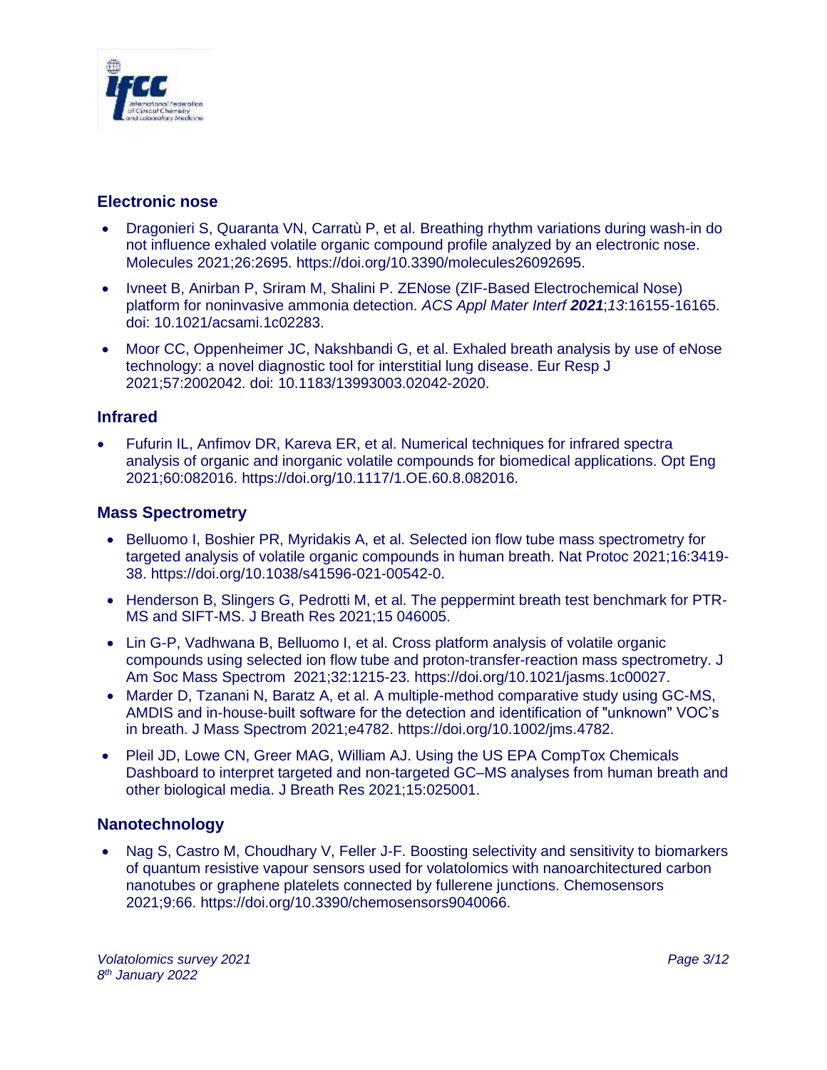## Electronic nose

- Dragonieri S, Quaranta VN, Carratù P, et al. Breathing rhythm variations during wash-in do not influence exhaled volatile organic compound profile analyzed by an electronic nose. Molecules 2021;26:2695. https://doi.org/10.3390/molecules26092695.
- Ivneet B, Anirban P, Sriram M, Shalini P. ZENose (ZIF-Based Electrochemical Nose) platform for noninvasive ammonia detection. *ACS Appl Mater Interf* ***2021***;*13*:16155-16165. doi: 10.1021/acsami.1c02283.
- Moor CC, Oppenheimer JC, Nakshbandi G, et al. Exhaled breath analysis by use of eNose technology: a novel diagnostic tool for interstitial lung disease. Eur Resp J 2021;57:2002042. doi: 10.1183/13993003.02042-2020.

## Infrared

- Fufurin IL, Anfimov DR, Kareva ER, et al. Numerical techniques for infrared spectra analysis of organic and inorganic volatile compounds for biomedical applications. Opt Eng 2021;60:082016. https://doi.org/10.1117/1.OE.60.8.082016.

## Mass Spectrometry

- Belluomo I, Boshier PR, Myridakis A, et al. Selected ion flow tube mass spectrometry for targeted analysis of volatile organic compounds in human breath. Nat Protoc 2021;16:3419-38. https://doi.org/10.1038/s41596-021-00542-0.
- Henderson B, Slingers G, Pedrotti M, et al. The peppermint breath test benchmark for PTR-MS and SIFT-MS. J Breath Res 2021;15 046005.
- Lin G-P, Vadhwana B, Belluomo I, et al. Cross platform analysis of volatile organic compounds using selected ion flow tube and proton-transfer-reaction mass spectrometry. J Am Soc Mass Spectrom 2021;32:1215-23. https://doi.org/10.1021/jasms.1c00027.
- Marder D, Tzanani N, Baratz A, et al. A multiple-method comparative study using GC-MS, AMDIS and in-house-built software for the detection and identification of "unknown" VOC's in breath. J Mass Spectrom 2021;e4782. https://doi.org/10.1002/jms.4782.
- Pleil JD, Lowe CN, Greer MAG, William AJ. Using the US EPA CompTox Chemicals Dashboard to interpret targeted and non-targeted GC–MS analyses from human breath and other biological media. J Breath Res 2021;15:025001.

## Nanotechnology

- Nag S, Castro M, Choudhary V, Feller J-F. Boosting selectivity and sensitivity to biomarkers of quantum resistive vapour sensors used for volatolomics with nanoarchitectured carbon nanotubes or graphene platelets connected by fullerene junctions. Chemosensors 2021;9:66. https://doi.org/10.3390/chemosensors9040066.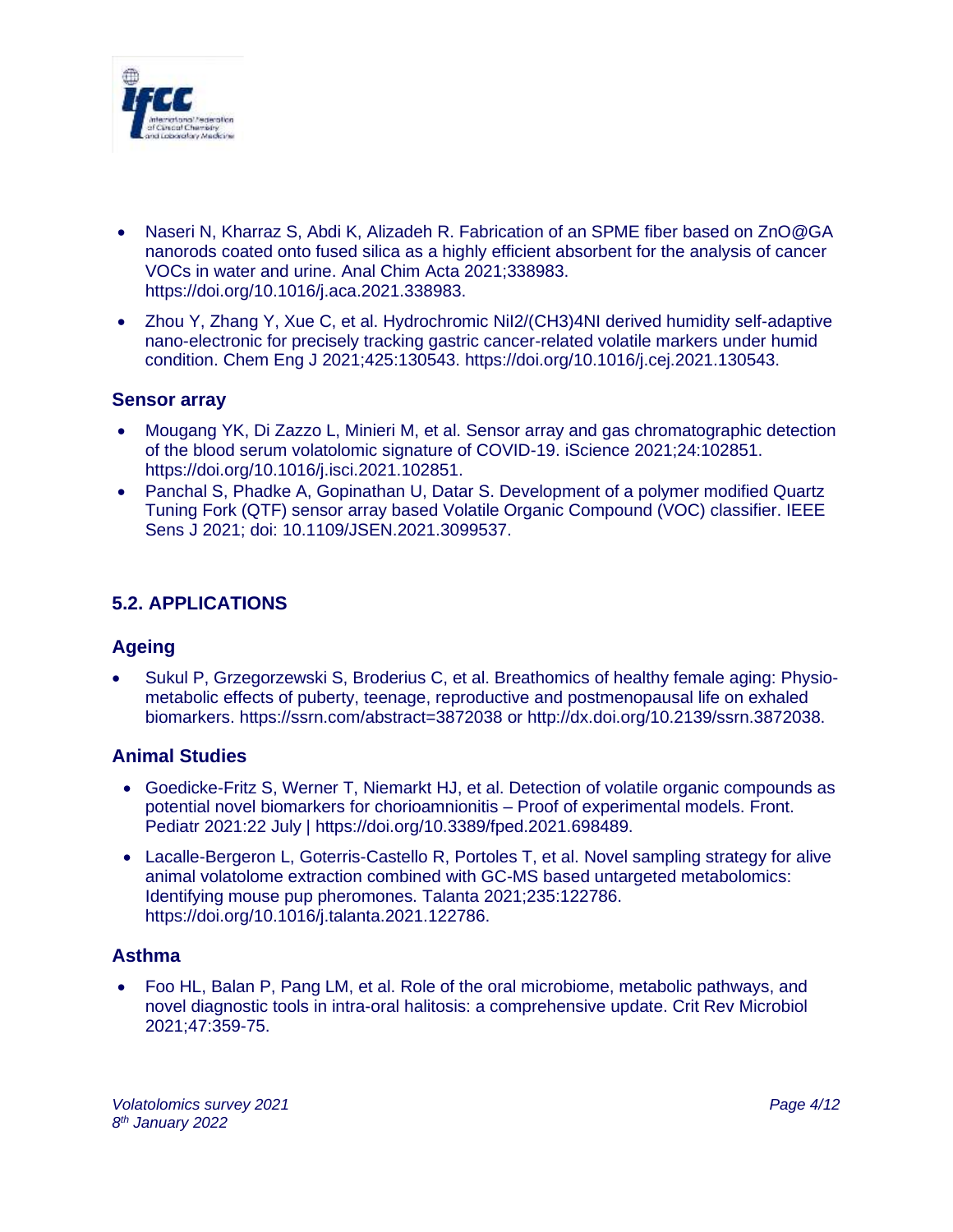- Naseri N, Kharraz S, Abdi K, Alizadeh R. Fabrication of an SPME fiber based on ZnO@GA nanorods coated onto fused silica as a highly efficient absorbent for the analysis of cancer VOCs in water and urine. Anal Chim Acta 2021;338983. https://doi.org/10.1016/j.aca.2021.338983.
- Zhou Y, Zhang Y, Xue C, et al. Hydrochromic NiI2/(CH3)4NI derived humidity self-adaptive nano-electronic for precisely tracking gastric cancer-related volatile markers under humid condition. Chem Eng J 2021;425:130543. https://doi.org/10.1016/j.cej.2021.130543.

### Sensor array

- Mougang YK, Di Zazzo L, Minieri M, et al. Sensor array and gas chromatographic detection of the blood serum volatolomic signature of COVID-19. iScience 2021;24:102851. https://doi.org/10.1016/j.isci.2021.102851.
- Panchal S, Phadke A, Gopinathan U, Datar S. Development of a polymer modified Quartz Tuning Fork (QTF) sensor array based Volatile Organic Compound (VOC) classifier. IEEE Sens J 2021; doi: 10.1109/JSEN.2021.3099537.

## 5.2. APPLICATIONS

### Ageing

- Sukul P, Grzegorzewski S, Broderius C, et al. Breathomics of healthy female aging: Physio-metabolic effects of puberty, teenage, reproductive and postmenopausal life on exhaled biomarkers. https://ssrn.com/abstract=3872038 or http://dx.doi.org/10.2139/ssrn.3872038.

### Animal Studies

- Goedicke-Fritz S, Werner T, Niemarkt HJ, et al. Detection of volatile organic compounds as potential novel biomarkers for chorioamnionitis – Proof of experimental models. Front. Pediatr 2021:22 July | https://doi.org/10.3389/fped.2021.698489.
- Lacalle-Bergeron L, Goterris-Castello R, Portoles T, et al. Novel sampling strategy for alive animal volatolome extraction combined with GC-MS based untargeted metabolomics: Identifying mouse pup pheromones. Talanta 2021;235:122786. https://doi.org/10.1016/j.talanta.2021.122786.

### Asthma

- Foo HL, Balan P, Pang LM, et al. Role of the oral microbiome, metabolic pathways, and novel diagnostic tools in intra-oral halitosis: a comprehensive update. Crit Rev Microbiol 2021;47:359-75.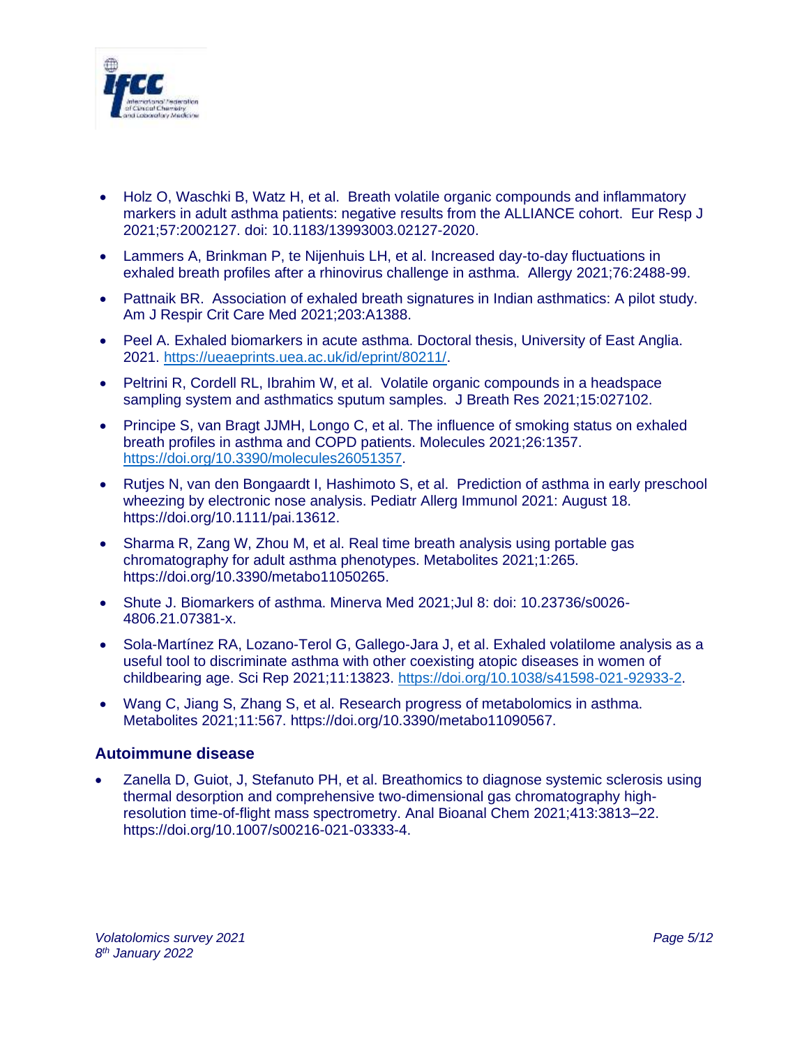- Holz O, Waschki B, Watz H, et al. Breath volatile organic compounds and inflammatory markers in adult asthma patients: negative results from the ALLIANCE cohort. Eur Resp J 2021;57:2002127. doi: 10.1183/13993003.02127-2020.
- Lammers A, Brinkman P, te Nijenhuis LH, et al. Increased day-to-day fluctuations in exhaled breath profiles after a rhinovirus challenge in asthma. Allergy 2021;76:2488-99.
- Pattnaik BR. Association of exhaled breath signatures in Indian asthmatics: A pilot study. Am J Respir Crit Care Med 2021;203:A1388.
- Peel A. Exhaled biomarkers in acute asthma. Doctoral thesis, University of East Anglia. 2021. https://ueaeprints.uea.ac.uk/id/eprint/80211/.
- Peltrini R, Cordell RL, Ibrahim W, et al. Volatile organic compounds in a headspace sampling system and asthmatics sputum samples. J Breath Res 2021;15:027102.
- Principe S, van Bragt JJMH, Longo C, et al. The influence of smoking status on exhaled breath profiles in asthma and COPD patients. Molecules 2021;26:1357. https://doi.org/10.3390/molecules26051357.
- Rutjes N, van den Bongaardt I, Hashimoto S, et al. Prediction of asthma in early preschool wheezing by electronic nose analysis. Pediatr Allerg Immunol 2021: August 18. https://doi.org/10.1111/pai.13612.
- Sharma R, Zang W, Zhou M, et al. Real time breath analysis using portable gas chromatography for adult asthma phenotypes. Metabolites 2021;1:265. https://doi.org/10.3390/metabo11050265.
- Shute J. Biomarkers of asthma. Minerva Med 2021;Jul 8: doi: 10.23736/s0026-4806.21.07381-x.
- Sola-Martínez RA, Lozano-Terol G, Gallego-Jara J, et al. Exhaled volatilome analysis as a useful tool to discriminate asthma with other coexisting atopic diseases in women of childbearing age. Sci Rep 2021;11:13823. https://doi.org/10.1038/s41598-021-92933-2.
- Wang C, Jiang S, Zhang S, et al. Research progress of metabolomics in asthma. Metabolites 2021;11:567. https://doi.org/10.3390/metabo11090567.

### Autoimmune disease

- Zanella D, Guiot, J, Stefanuto PH, et al. Breathomics to diagnose systemic sclerosis using thermal desorption and comprehensive two-dimensional gas chromatography high-resolution time-of-flight mass spectrometry. Anal Bioanal Chem 2021;413:3813–22. https://doi.org/10.1007/s00216-021-03333-4.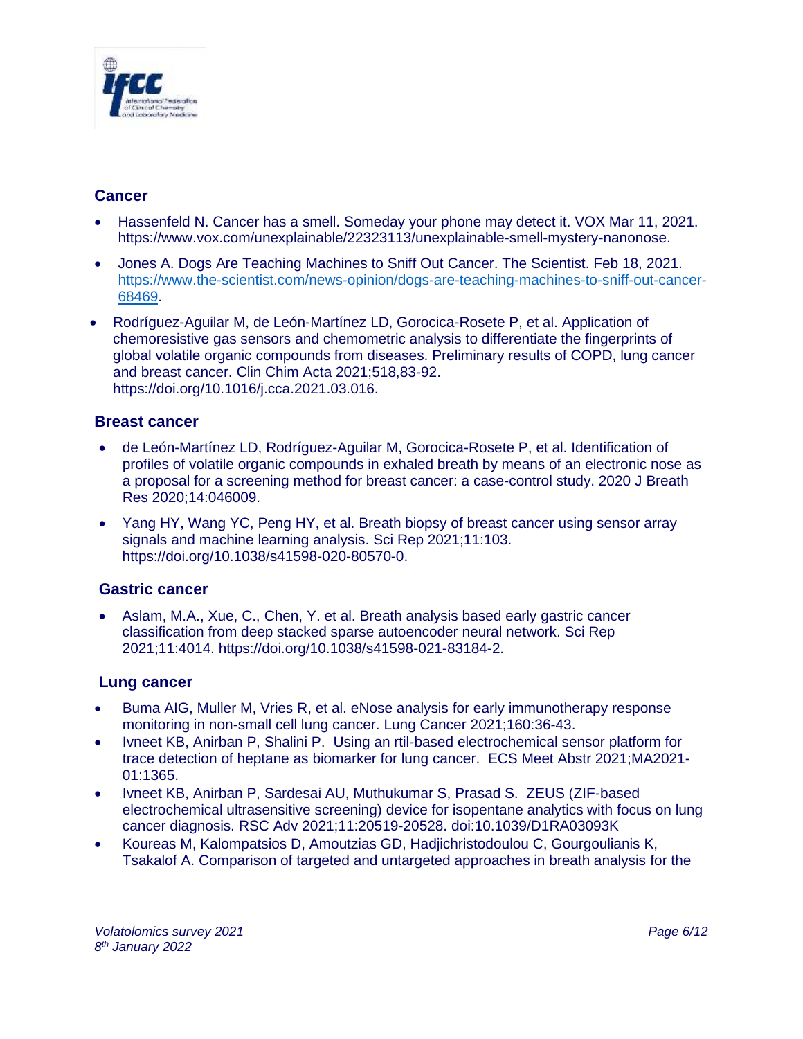## Cancer

- Hassenfeld N. Cancer has a smell. Someday your phone may detect it. VOX Mar 11, 2021. https://www.vox.com/unexplainable/22323113/unexplainable-smell-mystery-nanonose.
- Jones A. Dogs Are Teaching Machines to Sniff Out Cancer. The Scientist. Feb 18, 2021. https://www.the-scientist.com/news-opinion/dogs-are-teaching-machines-to-sniff-out-cancer-68469.
- Rodríguez-Aguilar M, de León-Martínez LD, Gorocica-Rosete P, et al. Application of chemoresistive gas sensors and chemometric analysis to differentiate the fingerprints of global volatile organic compounds from diseases. Preliminary results of COPD, lung cancer and breast cancer. Clin Chim Acta 2021;518,83-92. https://doi.org/10.1016/j.cca.2021.03.016.

## Breast cancer

- de León-Martínez LD, Rodríguez-Aguilar M, Gorocica-Rosete P, et al. Identification of profiles of volatile organic compounds in exhaled breath by means of an electronic nose as a proposal for a screening method for breast cancer: a case-control study. 2020 J Breath Res 2020;14:046009.
- Yang HY, Wang YC, Peng HY, et al. Breath biopsy of breast cancer using sensor array signals and machine learning analysis. Sci Rep 2021;11:103. https://doi.org/10.1038/s41598-020-80570-0.

## Gastric cancer

- Aslam, M.A., Xue, C., Chen, Y. et al. Breath analysis based early gastric cancer classification from deep stacked sparse autoencoder neural network. Sci Rep 2021;11:4014. https://doi.org/10.1038/s41598-021-83184-2.

## Lung cancer

- Buma AIG, Muller M, Vries R, et al. eNose analysis for early immunotherapy response monitoring in non-small cell lung cancer. Lung Cancer 2021;160:36-43.
- Ivneet KB, Anirban P, Shalini P. Using an rtil-based electrochemical sensor platform for trace detection of heptane as biomarker for lung cancer. ECS Meet Abstr 2021;MA2021-01:1365.
- Ivneet KB, Anirban P, Sardesai AU, Muthukumar S, Prasad S. ZEUS (ZIF-based electrochemical ultrasensitive screening) device for isopentane analytics with focus on lung cancer diagnosis. RSC Adv 2021;11:20519-20528. doi:10.1039/D1RA03093K
- Koureas M, Kalompatsios D, Amoutzias GD, Hadjichristodoulou C, Gourgoulianis K, Tsakalof A. Comparison of targeted and untargeted approaches in breath analysis for the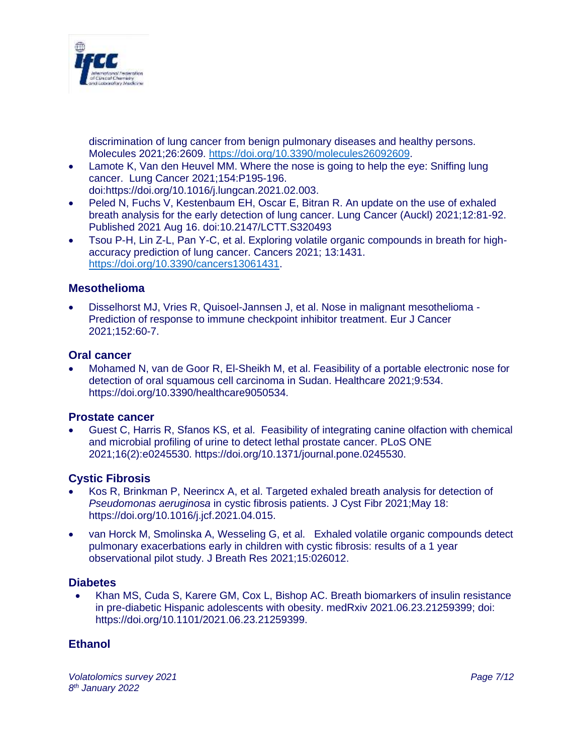discrimination of lung cancer from benign pulmonary diseases and healthy persons. Molecules 2021;26:2609. https://doi.org/10.3390/molecules26092609.

- Lamote K, Van den Heuvel MM. Where the nose is going to help the eye: Sniffing lung cancer. Lung Cancer 2021;154:P195-196. doi:https://doi.org/10.1016/j.lungcan.2021.02.003.
- Peled N, Fuchs V, Kestenbaum EH, Oscar E, Bitran R. An update on the use of exhaled breath analysis for the early detection of lung cancer. Lung Cancer (Auckl) 2021;12:81-92. Published 2021 Aug 16. doi:10.2147/LCTT.S320493
- Tsou P-H, Lin Z-L, Pan Y-C, et al. Exploring volatile organic compounds in breath for high-accuracy prediction of lung cancer. Cancers 2021; 13:1431. https://doi.org/10.3390/cancers13061431.

### Mesothelioma

- Disselhorst MJ, Vries R, Quisoel-Jannsen J, et al. Nose in malignant mesothelioma - Prediction of response to immune checkpoint inhibitor treatment. Eur J Cancer 2021;152:60-7.

### Oral cancer

- Mohamed N, van de Goor R, El-Sheikh M, et al. Feasibility of a portable electronic nose for detection of oral squamous cell carcinoma in Sudan. Healthcare 2021;9:534. https://doi.org/10.3390/healthcare9050534.

### Prostate cancer

- Guest C, Harris R, Sfanos KS, et al. Feasibility of integrating canine olfaction with chemical and microbial profiling of urine to detect lethal prostate cancer. PLoS ONE 2021;16(2):e0245530. https://doi.org/10.1371/journal.pone.0245530.

### Cystic Fibrosis

- Kos R, Brinkman P, Neerincx A, et al. Targeted exhaled breath analysis for detection of *Pseudomonas aeruginosa* in cystic fibrosis patients. J Cyst Fibr 2021;May 18: https://doi.org/10.1016/j.jcf.2021.04.015.
- van Horck M, Smolinska A, Wesseling G, et al. Exhaled volatile organic compounds detect pulmonary exacerbations early in children with cystic fibrosis: results of a 1 year observational pilot study. J Breath Res 2021;15:026012.

### Diabetes

- Khan MS, Cuda S, Karere GM, Cox L, Bishop AC. Breath biomarkers of insulin resistance in pre-diabetic Hispanic adolescents with obesity. medRxiv 2021.06.23.21259399; doi: https://doi.org/10.1101/2021.06.23.21259399.

### Ethanol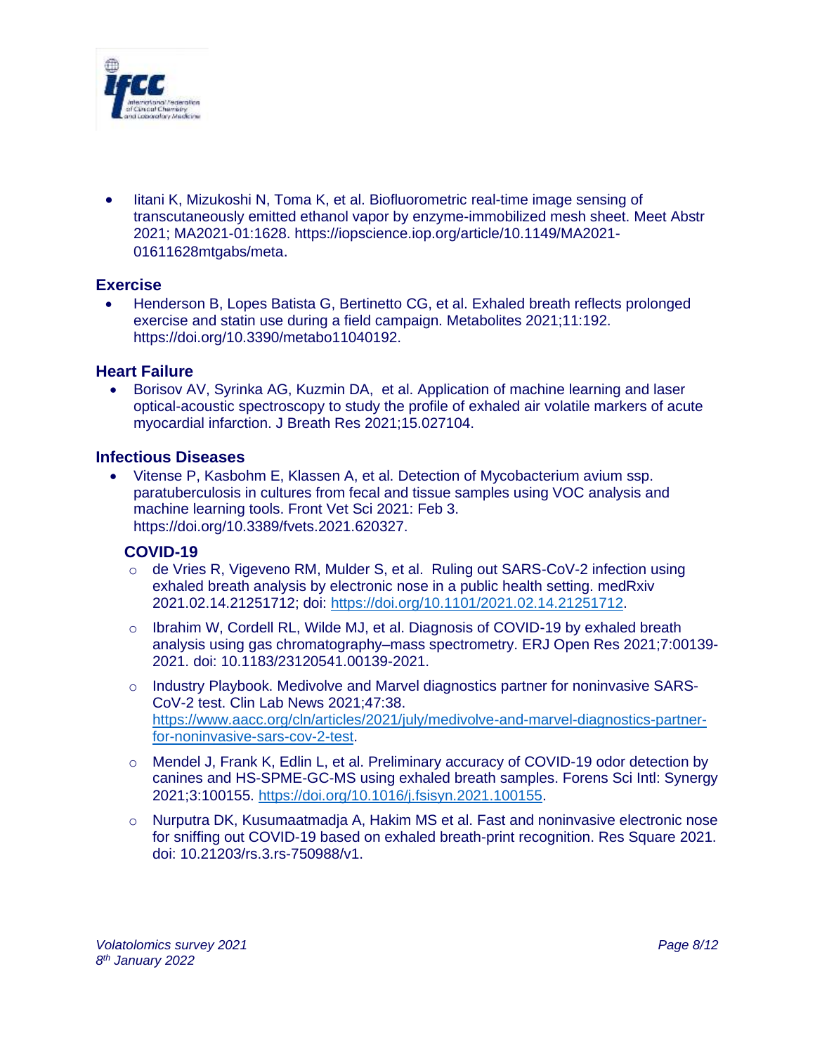- Iitani K, Mizukoshi N, Toma K, et al. Biofluorometric real-time image sensing of transcutaneously emitted ethanol vapor by enzyme-immobilized mesh sheet. Meet Abstr 2021; MA2021-01:1628. https://iopscience.iop.org/article/10.1149/MA2021-01611628mtgabs/meta.

### Exercise

- Henderson B, Lopes Batista G, Bertinetto CG, et al. Exhaled breath reflects prolonged exercise and statin use during a field campaign. Metabolites 2021;11:192. https://doi.org/10.3390/metabo11040192.

### Heart Failure

- Borisov AV, Syrinka AG, Kuzmin DA, et al. Application of machine learning and laser optical-acoustic spectroscopy to study the profile of exhaled air volatile markers of acute myocardial infarction. J Breath Res 2021;15.027104.

### Infectious Diseases

- Vitense P, Kasbohm E, Klassen A, et al. Detection of Mycobacterium avium ssp. paratuberculosis in cultures from fecal and tissue samples using VOC analysis and machine learning tools. Front Vet Sci 2021: Feb 3. https://doi.org/10.3389/fvets.2021.620327.

#### COVID-19

- de Vries R, Vigeveno RM, Mulder S, et al. Ruling out SARS-CoV-2 infection using exhaled breath analysis by electronic nose in a public health setting. medRxiv 2021.02.14.21251712; doi: https://doi.org/10.1101/2021.02.14.21251712.
- Ibrahim W, Cordell RL, Wilde MJ, et al. Diagnosis of COVID-19 by exhaled breath analysis using gas chromatography–mass spectrometry. ERJ Open Res 2021;7:00139-2021. doi: 10.1183/23120541.00139-2021.
- Industry Playbook. Medivolve and Marvel diagnostics partner for noninvasive SARS-CoV-2 test. Clin Lab News 2021;47:38. https://www.aacc.org/cln/articles/2021/july/medivolve-and-marvel-diagnostics-partner-for-noninvasive-sars-cov-2-test.
- Mendel J, Frank K, Edlin L, et al. Preliminary accuracy of COVID-19 odor detection by canines and HS-SPME-GC-MS using exhaled breath samples. Forens Sci Intl: Synergy 2021;3:100155. https://doi.org/10.1016/j.fsisyn.2021.100155.
- Nurputra DK, Kusumaatmadja A, Hakim MS et al. Fast and noninvasive electronic nose for sniffing out COVID-19 based on exhaled breath-print recognition. Res Square 2021. doi: 10.21203/rs.3.rs-750988/v1.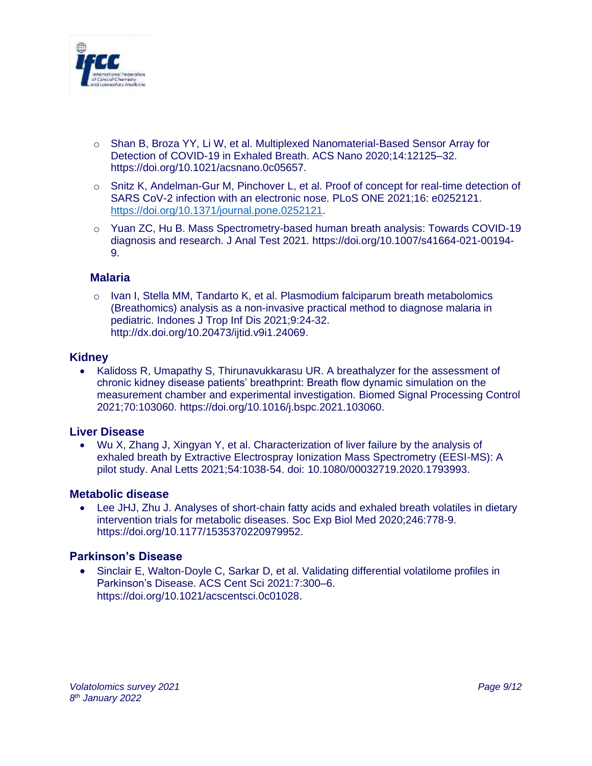- Shan B, Broza YY, Li W, et al. Multiplexed Nanomaterial-Based Sensor Array for Detection of COVID-19 in Exhaled Breath. ACS Nano 2020;14:12125–32. https://doi.org/10.1021/acsnano.0c05657.
  - Snitz K, Andelman-Gur M, Pinchover L, et al. Proof of concept for real-time detection of SARS CoV-2 infection with an electronic nose. PLoS ONE 2021;16: e0252121. https://doi.org/10.1371/journal.pone.0252121.
  - Yuan ZC, Hu B. Mass Spectrometry-based human breath analysis: Towards COVID-19 diagnosis and research. J Anal Test 2021. https://doi.org/10.1007/s41664-021-00194-9.

**Malaria**

  - Ivan I, Stella MM, Tandarto K, et al. Plasmodium falciparum breath metabolomics (Breathomics) analysis as a non-invasive practical method to diagnose malaria in pediatric. Indones J Trop Inf Dis 2021;9:24-32. http://dx.doi.org/10.20473/ijtid.v9i1.24069.

### Kidney

- Kalidoss R, Umapathy S, Thirunavukkarasu UR. A breathalyzer for the assessment of chronic kidney disease patients' breathprint: Breath flow dynamic simulation on the measurement chamber and experimental investigation. Biomed Signal Processing Control 2021;70:103060. https://doi.org/10.1016/j.bspc.2021.103060.

### Liver Disease

- Wu X, Zhang J, Xingyan Y, et al. Characterization of liver failure by the analysis of exhaled breath by Extractive Electrospray Ionization Mass Spectrometry (EESI-MS): A pilot study. Anal Letts 2021;54:1038-54. doi: 10.1080/00032719.2020.1793993.

### Metabolic disease

- Lee JHJ, Zhu J. Analyses of short-chain fatty acids and exhaled breath volatiles in dietary intervention trials for metabolic diseases. Soc Exp Biol Med 2020;246:778-9. https://doi.org/10.1177/1535370220979952.

### Parkinson's Disease

- Sinclair E, Walton-Doyle C, Sarkar D, et al. Validating differential volatilome profiles in Parkinson's Disease. ACS Cent Sci 2021:7:300–6. https://doi.org/10.1021/acscentsci.0c01028.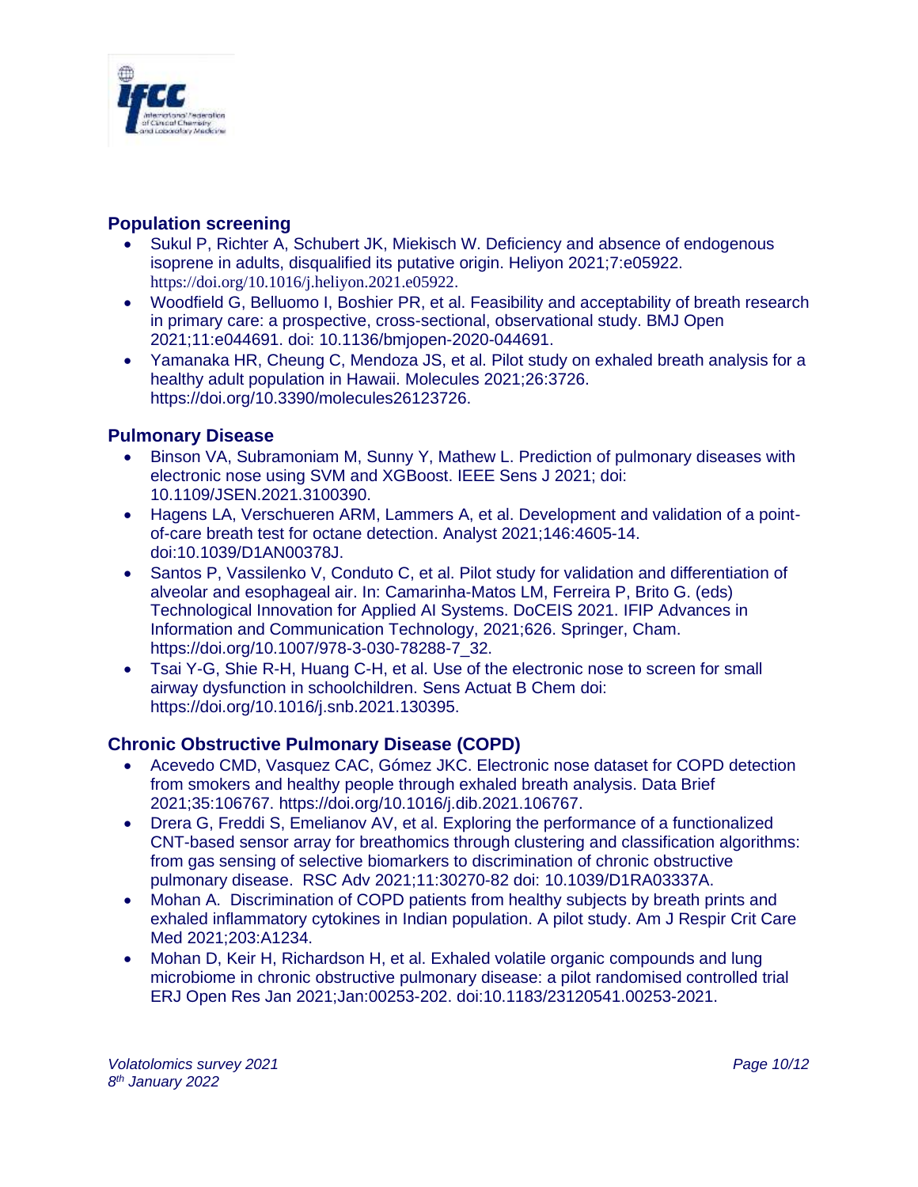## Population screening

- Sukul P, Richter A, Schubert JK, Miekisch W. Deficiency and absence of endogenous isoprene in adults, disqualified its putative origin. Heliyon 2021;7:e05922. https://doi.org/10.1016/j.heliyon.2021.e05922.
- Woodfield G, Belluomo I, Boshier PR, et al. Feasibility and acceptability of breath research in primary care: a prospective, cross-sectional, observational study. BMJ Open 2021;11:e044691. doi: 10.1136/bmjopen-2020-044691.
- Yamanaka HR, Cheung C, Mendoza JS, et al. Pilot study on exhaled breath analysis for a healthy adult population in Hawaii. Molecules 2021;26:3726. https://doi.org/10.3390/molecules26123726.

## Pulmonary Disease

- Binson VA, Subramoniam M, Sunny Y, Mathew L. Prediction of pulmonary diseases with electronic nose using SVM and XGBoost. IEEE Sens J 2021; doi: 10.1109/JSEN.2021.3100390.
- Hagens LA, Verschueren ARM, Lammers A, et al. Development and validation of a point-of-care breath test for octane detection. Analyst 2021;146:4605-14. doi:10.1039/D1AN00378J.
- Santos P, Vassilenko V, Conduto C, et al. Pilot study for validation and differentiation of alveolar and esophageal air. In: Camarinha-Matos LM, Ferreira P, Brito G. (eds) Technological Innovation for Applied AI Systems. DoCEIS 2021. IFIP Advances in Information and Communication Technology, 2021;626. Springer, Cham. https://doi.org/10.1007/978-3-030-78288-7_32.
- Tsai Y-G, Shie R-H, Huang C-H, et al. Use of the electronic nose to screen for small airway dysfunction in schoolchildren. Sens Actuat B Chem doi: https://doi.org/10.1016/j.snb.2021.130395.

## Chronic Obstructive Pulmonary Disease (COPD)

- Acevedo CMD, Vasquez CAC, Gómez JKC. Electronic nose dataset for COPD detection from smokers and healthy people through exhaled breath analysis. Data Brief 2021;35:106767. https://doi.org/10.1016/j.dib.2021.106767.
- Drera G, Freddi S, Emelianov AV, et al. Exploring the performance of a functionalized CNT-based sensor array for breathomics through clustering and classification algorithms: from gas sensing of selective biomarkers to discrimination of chronic obstructive pulmonary disease. RSC Adv 2021;11:30270-82 doi: 10.1039/D1RA03337A.
- Mohan A. Discrimination of COPD patients from healthy subjects by breath prints and exhaled inflammatory cytokines in Indian population. A pilot study. Am J Respir Crit Care Med 2021;203:A1234.
- Mohan D, Keir H, Richardson H, et al. Exhaled volatile organic compounds and lung microbiome in chronic obstructive pulmonary disease: a pilot randomised controlled trial ERJ Open Res Jan 2021;Jan:00253-202. doi:10.1183/23120541.00253-2021.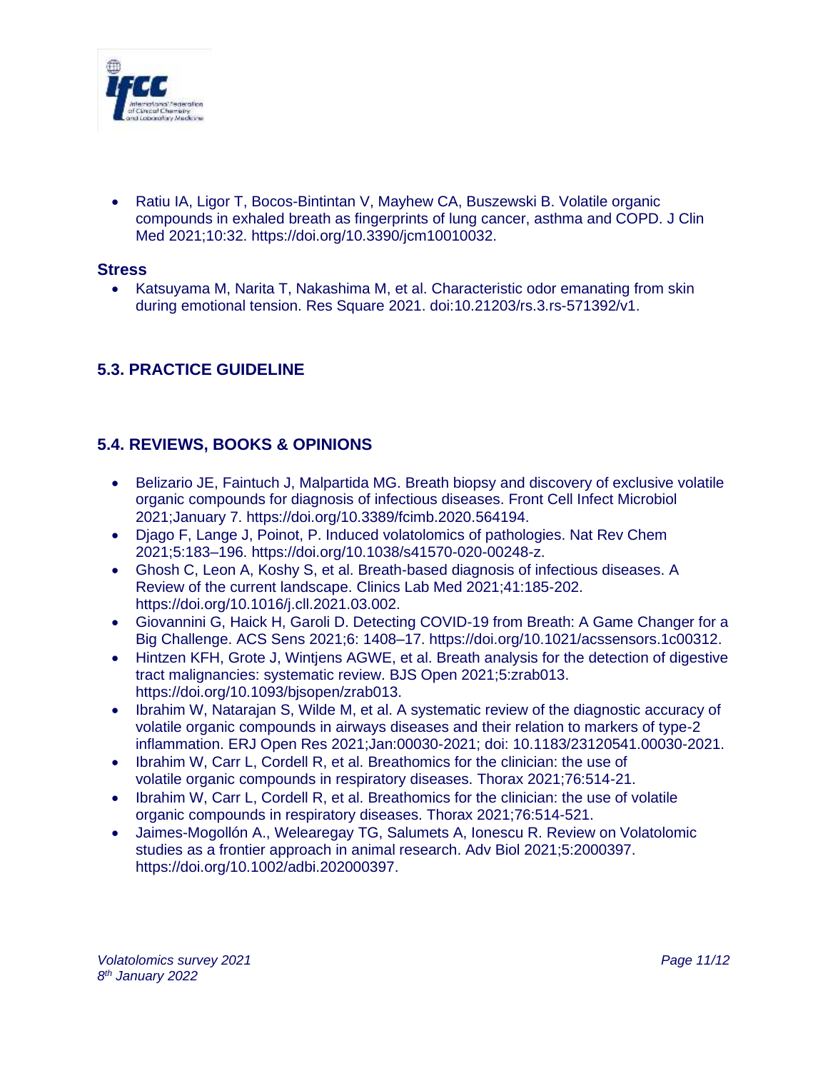- Ratiu IA, Ligor T, Bocos-Bintintan V, Mayhew CA, Buszewski B. Volatile organic compounds in exhaled breath as fingerprints of lung cancer, asthma and COPD. J Clin Med 2021;10:32. https://doi.org/10.3390/jcm10010032.

### Stress

- Katsuyama M, Narita T, Nakashima M, et al. Characteristic odor emanating from skin during emotional tension. Res Square 2021. doi:10.21203/rs.3.rs-571392/v1.

## 5.3. PRACTICE GUIDELINE

## 5.4. REVIEWS, BOOKS & OPINIONS

- Belizario JE, Faintuch J, Malpartida MG. Breath biopsy and discovery of exclusive volatile organic compounds for diagnosis of infectious diseases. Front Cell Infect Microbiol 2021;January 7. https://doi.org/10.3389/fcimb.2020.564194.
- Djago F, Lange J, Poinot, P. Induced volatolomics of pathologies. Nat Rev Chem 2021;5:183–196. https://doi.org/10.1038/s41570-020-00248-z.
- Ghosh C, Leon A, Koshy S, et al. Breath-based diagnosis of infectious diseases. A Review of the current landscape. Clinics Lab Med 2021;41:185-202. https://doi.org/10.1016/j.cll.2021.03.002.
- Giovannini G, Haick H, Garoli D. Detecting COVID-19 from Breath: A Game Changer for a Big Challenge. ACS Sens 2021;6: 1408–17. https://doi.org/10.1021/acssensors.1c00312.
- Hintzen KFH, Grote J, Wintjens AGWE, et al. Breath analysis for the detection of digestive tract malignancies: systematic review. BJS Open 2021;5:zrab013. https://doi.org/10.1093/bjsopen/zrab013.
- Ibrahim W, Natarajan S, Wilde M, et al. A systematic review of the diagnostic accuracy of volatile organic compounds in airways diseases and their relation to markers of type-2 inflammation. ERJ Open Res 2021;Jan:00030-2021; doi: 10.1183/23120541.00030-2021.
- Ibrahim W, Carr L, Cordell R, et al. Breathomics for the clinician: the use of volatile organic compounds in respiratory diseases. Thorax 2021;76:514-21.
- Ibrahim W, Carr L, Cordell R, et al. Breathomics for the clinician: the use of volatile organic compounds in respiratory diseases. Thorax 2021;76:514-521.
- Jaimes-Mogollón A., Welearegay TG, Salumets A, Ionescu R. Review on Volatolomic studies as a frontier approach in animal research. Adv Biol 2021;5:2000397. https://doi.org/10.1002/adbi.202000397.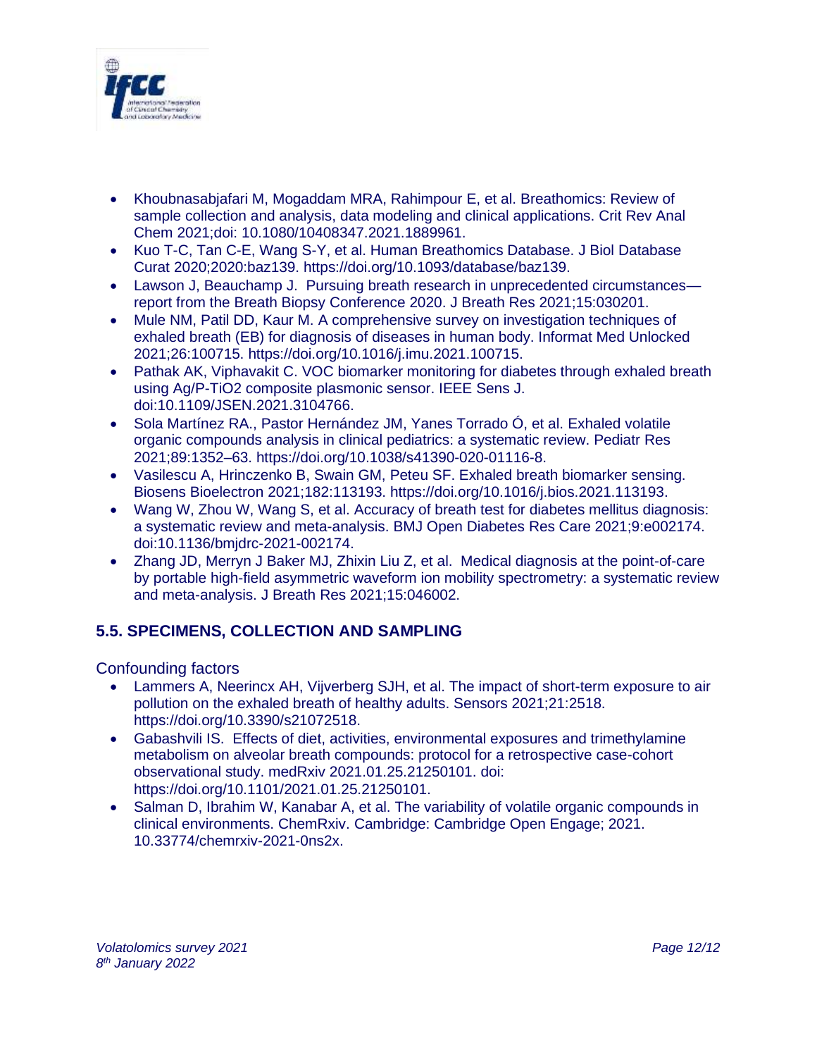- Khoubnasabjafari M, Mogaddam MRA, Rahimpour E, et al. Breathomics: Review of sample collection and analysis, data modeling and clinical applications. Crit Rev Anal Chem 2021;doi: 10.1080/10408347.2021.1889961.
- Kuo T-C, Tan C-E, Wang S-Y, et al. Human Breathomics Database. J Biol Database Curat 2020;2020:baz139. https://doi.org/10.1093/database/baz139.
- Lawson J, Beauchamp J. Pursuing breath research in unprecedented circumstances—report from the Breath Biopsy Conference 2020. J Breath Res 2021;15:030201.
- Mule NM, Patil DD, Kaur M. A comprehensive survey on investigation techniques of exhaled breath (EB) for diagnosis of diseases in human body. Informat Med Unlocked 2021;26:100715. https://doi.org/10.1016/j.imu.2021.100715.
- Pathak AK, Viphavakit C. VOC biomarker monitoring for diabetes through exhaled breath using Ag/P-TiO2 composite plasmonic sensor. IEEE Sens J. doi:10.1109/JSEN.2021.3104766.
- Sola Martínez RA., Pastor Hernández JM, Yanes Torrado Ó, et al. Exhaled volatile organic compounds analysis in clinical pediatrics: a systematic review. Pediatr Res 2021;89:1352–63. https://doi.org/10.1038/s41390-020-01116-8.
- Vasilescu A, Hrinczenko B, Swain GM, Peteu SF. Exhaled breath biomarker sensing. Biosens Bioelectron 2021;182:113193. https://doi.org/10.1016/j.bios.2021.113193.
- Wang W, Zhou W, Wang S, et al. Accuracy of breath test for diabetes mellitus diagnosis: a systematic review and meta-analysis. BMJ Open Diabetes Res Care 2021;9:e002174. doi:10.1136/bmjdrc-2021-002174.
- Zhang JD, Merryn J Baker MJ, Zhixin Liu Z, et al. Medical diagnosis at the point-of-care by portable high-field asymmetric waveform ion mobility spectrometry: a systematic review and meta-analysis. J Breath Res 2021;15:046002.

## 5.5. SPECIMENS, COLLECTION AND SAMPLING

Confounding factors

- Lammers A, Neerincx AH, Vijverberg SJH, et al. The impact of short-term exposure to air pollution on the exhaled breath of healthy adults. Sensors 2021;21:2518. https://doi.org/10.3390/s21072518.
- Gabashvili IS. Effects of diet, activities, environmental exposures and trimethylamine metabolism on alveolar breath compounds: protocol for a retrospective case-cohort observational study. medRxiv 2021.01.25.21250101. doi: https://doi.org/10.1101/2021.01.25.21250101.
- Salman D, Ibrahim W, Kanabar A, et al. The variability of volatile organic compounds in clinical environments. ChemRxiv. Cambridge: Cambridge Open Engage; 2021. 10.33774/chemrxiv-2021-0ns2x.